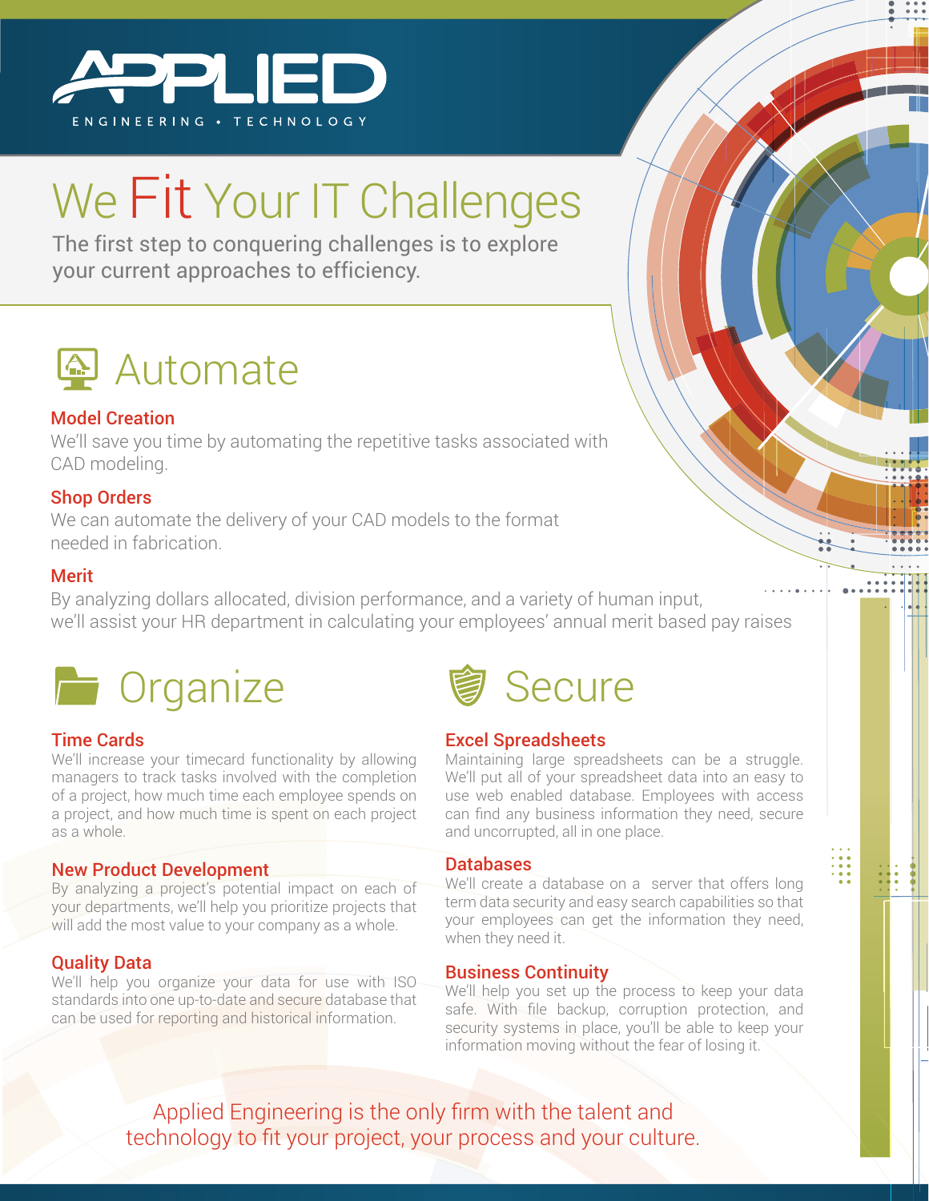# APPLIED

ENGINEERING • TECHNOLOGY

# We Fit Your IT Challenges

The first step to conquering challenges is to explore your current approaches to efficiency.

## Automate

### Model Creation

We'll save you time by automating the repetitive tasks associated with CAD modeling.

### Shop Orders

We can automate the delivery of your CAD models to the format needed in fabrication.

### Merit

By analyzing dollars allocated, division performance, and a variety of human input, we'll assist your HR department in calculating your employees' annual merit based pay raises

## Organize

### Time Cards

We'll increase your timecard functionality by allowing managers to track tasks involved with the completion of a project, how much time each employee spends on a project, and how much time is spent on each project as a whole.

### New Product Development

By analyzing a project's potential impact on each of your departments, we'll help you prioritize projects that will add the most value to your company as a whole.

### Quality Data

We'll help you organize your data for use with ISO standards into one up-to-date and secure database that can be used for reporting and historical information.

## Secure

### Excel Spreadsheets

Maintaining large spreadsheets can be a struggle. We'll put all of your spreadsheet data into an easy to use web enabled database. Employees with access can find any business information they need, secure and uncorrupted, all in one place.

### Databases

We'll create a database on a server that offers long term data security and easy search capabilities so that your employees can get the information they need, when they need it.

### Business Continuity

We'll help you set up the process to keep your data safe. With file backup, corruption protection, and security systems in place, you'll be able to keep your information moving without the fear of losing it.

Applied Engineering is the only firm with the talent and technology to fit your project, your process and your culture.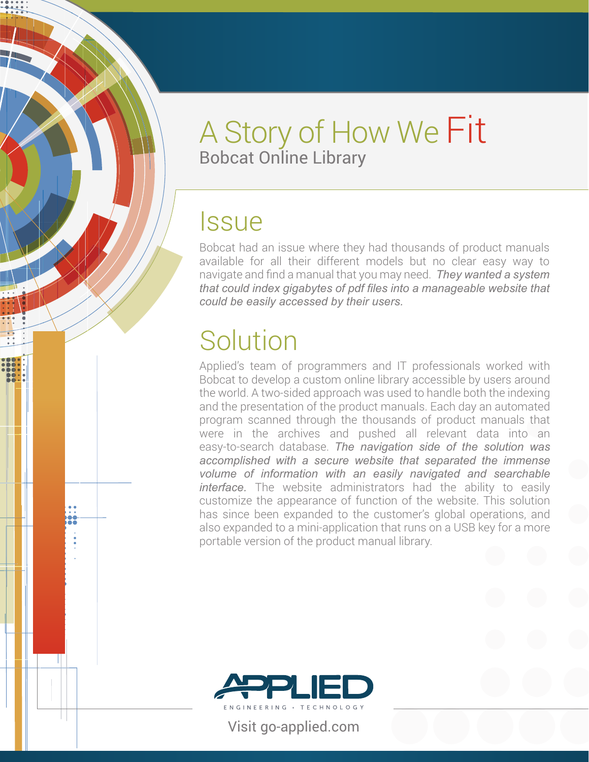# A Story of How We Fit

Bobcat Online Library

## Issue

Bobcat had an issue where they had thousands of product manuals available for all their different models but no clear easy way to navigate and find a manual that you may need. *They wanted a system that could index gigabytes of pdf files into a manageable website that could be easily accessed by their users.*

## Solution

Applied's team of programmers and IT professionals worked with Bobcat to develop a custom online library accessible by users around the world. A two-sided approach was used to handle both the indexing and the presentation of the product manuals. Each day an automated program scanned through the thousands of product manuals that were in the archives and pushed all relevant data into an easy-to-search database. *The navigation side of the solution was accomplished with a secure website that separated the immense volume of information with an easily navigated and searchable interface.* The website administrators had the ability to easily customize the appearance of function of the website. This solution has since been expanded to the customer's global operations, and also expanded to a mini-application that runs on a USB key for a more portable version of the product manual library.

APPLIED

ENGINEERING • TECHNOLOGY

Visit go-applied.com